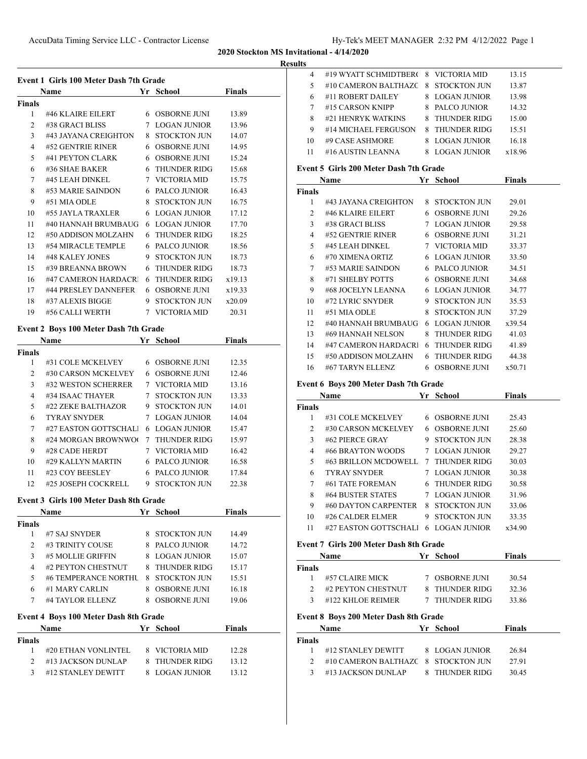## 2020 Stockton MS Invitational - 4/14/2020

### Results

#### Event 1 Girls 100 Meter Dash 7th Grade

| | Name | Yr | School | Finals |
|---|---|---|---|---|
| **Finals** | | | | |
| 1 | #46 KLAIRE EILERT | 6 | OSBORNE JUNI | 13.89 |
| 2 | #38 GRACI BLISS | 7 | LOGAN JUNIOR | 13.96 |
| 3 | #43 JAYANA CREIGHTON | 8 | STOCKTON JUN | 14.07 |
| 4 | #52 GENTRIE RINER | 6 | OSBORNE JUNI | 14.95 |
| 5 | #41 PEYTON CLARK | 6 | OSBORNE JUNI | 15.24 |
| 6 | #36 SHAE BAKER | 6 | THUNDER RIDG | 15.68 |
| 7 | #45 LEAH DINKEL | 7 | VICTORIA MID | 15.75 |
| 8 | #53 MARIE SAINDON | 6 | PALCO JUNIOR | 16.43 |
| 9 | #51 MIA ODLE | 8 | STOCKTON JUN | 16.75 |
| 10 | #55 JAYLA TRAXLER | 6 | LOGAN JUNIOR | 17.12 |
| 11 | #40 HANNAH BRUMBAUG | 6 | LOGAN JUNIOR | 17.70 |
| 12 | #50 ADDISON MOLZAHN | 6 | THUNDER RIDG | 18.25 |
| 13 | #54 MIRACLE TEMPLE | 6 | PALCO JUNIOR | 18.56 |
| 14 | #48 KALEY JONES | 9 | STOCKTON JUN | 18.73 |
| 15 | #39 BREANNA BROWN | 6 | THUNDER RIDG | 18.73 |
| 16 | #47 CAMERON HARDACRI | 6 | THUNDER RIDG | x19.13 |
| 17 | #44 PRESLEY DANNEFER | 6 | OSBORNE JUNI | x19.33 |
| 18 | #37 ALEXIS BIGGE | 9 | STOCKTON JUN | x20.09 |
| 19 | #56 CALLI WERTH | 7 | VICTORIA MID | 20.31 |

#### Event 2 Boys 100 Meter Dash 7th Grade

| | Name | Yr | School | Finals |
|---|---|---|---|---|
| **Finals** | | | | |
| 1 | #31 COLE MCKELVEY | 6 | OSBORNE JUNI | 12.35 |
| 2 | #30 CARSON MCKELVEY | 6 | OSBORNE JUNI | 12.46 |
| 3 | #32 WESTON SCHERRER | 7 | VICTORIA MID | 13.16 |
| 4 | #34 ISAAC THAYER | 7 | STOCKTON JUN | 13.33 |
| 5 | #22 ZEKE BALTHAZOR | 9 | STOCKTON JUN | 14.01 |
| 6 | TYRAY SNYDER | 7 | LOGAN JUNIOR | 14.04 |
| 7 | #27 EASTON GOTTSCHALI | 6 | LOGAN JUNIOR | 15.47 |
| 8 | #24 MORGAN BROWNWO( | 7 | THUNDER RIDG | 15.97 |
| 9 | #28 CADE HERDT | 7 | VICTORIA MID | 16.42 |
| 10 | #29 KALLYN MARTIN | 6 | PALCO JUNIOR | 16.58 |
| 11 | #23 COY BEESLEY | 6 | PALCO JUNIOR | 17.84 |
| 12 | #25 JOSEPH COCKRELL | 9 | STOCKTON JUN | 22.38 |

#### Event 3 Girls 100 Meter Dash 8th Grade

| | Name | Yr | School | Finals |
|---|---|---|---|---|
| **Finals** | | | | |
| 1 | #7 SAJ SNYDER | 8 | STOCKTON JUN | 14.49 |
| 2 | #3 TRINITY COUSE | 8 | PALCO JUNIOR | 14.72 |
| 3 | #5 MOLLIE GRIFFIN | 8 | LOGAN JUNIOR | 15.07 |
| 4 | #2 PEYTON CHESTNUT | 8 | THUNDER RIDG | 15.17 |
| 5 | #6 TEMPERANCE NORTHU | 8 | STOCKTON JUN | 15.51 |
| 6 | #1 MARY CARLIN | 8 | OSBORNE JUNI | 16.18 |
| 7 | #4 TAYLOR ELLENZ | 8 | OSBORNE JUNI | 19.06 |

#### Event 4 Boys 100 Meter Dash 8th Grade

| | Name | Yr | School | Finals |
|---|---|---|---|---|
| **Finals** | | | | |
| 1 | #20 ETHAN VONLINTEL | 8 | VICTORIA MID | 12.28 |
| 2 | #13 JACKSON DUNLAP | 8 | THUNDER RIDG | 13.12 |
| 3 | #12 STANLEY DEWITT | 8 | LOGAN JUNIOR | 13.12 |
| 4 | #19 WYATT SCHMIDTBER( | 8 | VICTORIA MID | 13.15 |
| 5 | #10 CAMERON BALTHAZ( | 8 | STOCKTON JUN | 13.87 |
| 6 | #11 ROBERT DAILEY | 8 | LOGAN JUNIOR | 13.98 |
| 7 | #15 CARSON KNIPP | 8 | PALCO JUNIOR | 14.32 |
| 8 | #21 HENRYK WATKINS | 8 | THUNDER RIDG | 15.00 |
| 9 | #14 MICHAEL FERGUSON | 8 | THUNDER RIDG | 15.51 |
| 10 | #9 CASE ASHMORE | 8 | LOGAN JUNIOR | 16.18 |
| 11 | #16 AUSTIN LEANNA | 8 | LOGAN JUNIOR | x18.96 |

#### Event 5 Girls 200 Meter Dash 7th Grade

| | Name | Yr | School | Finals |
|---|---|---|---|---|
| **Finals** | | | | |
| 1 | #43 JAYANA CREIGHTON | 8 | STOCKTON JUN | 29.01 |
| 2 | #46 KLAIRE EILERT | 6 | OSBORNE JUNI | 29.26 |
| 3 | #38 GRACI BLISS | 7 | LOGAN JUNIOR | 29.58 |
| 4 | #52 GENTRIE RINER | 6 | OSBORNE JUNI | 31.21 |
| 5 | #45 LEAH DINKEL | 7 | VICTORIA MID | 33.37 |
| 6 | #70 XIMENA ORTIZ | 6 | LOGAN JUNIOR | 33.50 |
| 7 | #53 MARIE SAINDON | 6 | PALCO JUNIOR | 34.51 |
| 8 | #71 SHELBY POTTS | 6 | OSBORNE JUNI | 34.68 |
| 9 | #68 JOCELYN LEANNA | 6 | LOGAN JUNIOR | 34.77 |
| 10 | #72 LYRIC SNYDER | 9 | STOCKTON JUN | 35.53 |
| 11 | #51 MIA ODLE | 8 | STOCKTON JUN | 37.29 |
| 12 | #40 HANNAH BRUMBAUG | 6 | LOGAN JUNIOR | x39.54 |
| 13 | #69 HANNAH NELSON | 8 | THUNDER RIDG | 41.03 |
| 14 | #47 CAMERON HARDACRI | 6 | THUNDER RIDG | 41.89 |
| 15 | #50 ADDISON MOLZAHN | 6 | THUNDER RIDG | 44.38 |
| 16 | #67 TARYN ELLENZ | 6 | OSBORNE JUNI | x50.71 |

#### Event 6 Boys 200 Meter Dash 7th Grade

| | Name | Yr | School | Finals |
|---|---|---|---|---|
| **Finals** | | | | |
| 1 | #31 COLE MCKELVEY | 6 | OSBORNE JUNI | 25.43 |
| 2 | #30 CARSON MCKELVEY | 6 | OSBORNE JUNI | 25.60 |
| 3 | #62 PIERCE GRAY | 9 | STOCKTON JUN | 28.38 |
| 4 | #66 BRAYTON WOODS | 7 | LOGAN JUNIOR | 29.27 |
| 5 | #63 BRILLON MCDOWELL | 7 | THUNDER RIDG | 30.03 |
| 6 | TYRAY SNYDER | 7 | LOGAN JUNIOR | 30.38 |
| 7 | #61 TATE FOREMAN | 6 | THUNDER RIDG | 30.58 |
| 8 | #64 BUSTER STATES | 7 | LOGAN JUNIOR | 31.96 |
| 9 | #60 DAYTON CARPENTER | 8 | STOCKTON JUN | 33.06 |
| 10 | #26 CALDER ELMER | 9 | STOCKTON JUN | 33.35 |
| 11 | #27 EASTON GOTTSCHALI | 6 | LOGAN JUNIOR | x34.90 |

#### Event 7 Girls 200 Meter Dash 8th Grade

| | Name | Yr | School | Finals |
|---|---|---|---|---|
| **Finals** | | | | |
| 1 | #57 CLAIRE MICK | 7 | OSBORNE JUNI | 30.54 |
| 2 | #2 PEYTON CHESTNUT | 8 | THUNDER RIDG | 32.36 |
| 3 | #122 KHLOE REIMER | 7 | THUNDER RIDG | 33.86 |

#### Event 8 Boys 200 Meter Dash 8th Grade

| | Name | Yr | School | Finals |
|---|---|---|---|---|
| **Finals** | | | | |
| 1 | #12 STANLEY DEWITT | 8 | LOGAN JUNIOR | 26.84 |
| 2 | #10 CAMERON BALTHAZ( | 8 | STOCKTON JUN | 27.91 |
| 3 | #13 JACKSON DUNLAP | 8 | THUNDER RIDG | 30.45 |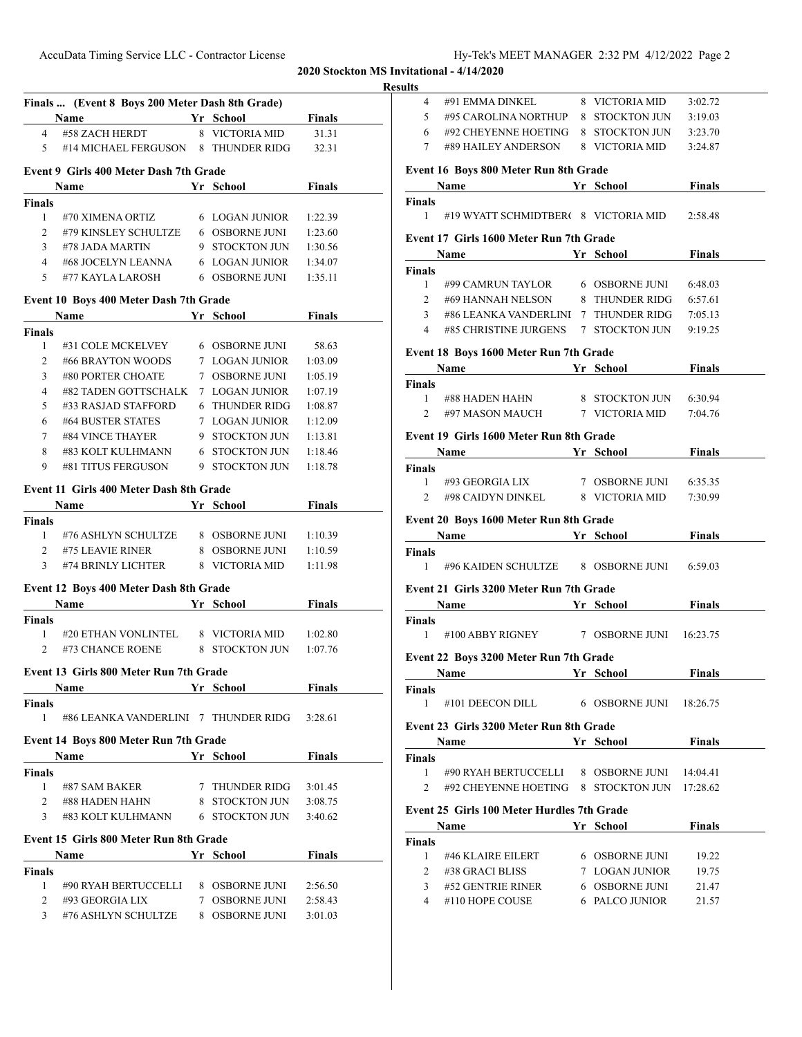## 2020 Stockton MS Invitational - 4/14/2020

### Results

### Finals ... (Event 8 Boys 200 Meter Dash 8th Grade)

| | Name | Yr | School | Finals |
|---|---|---|---|---|
| 4 | #58 ZACH HERDT | 8 | VICTORIA MID | 31.31 |
| 5 | #14 MICHAEL FERGUSON | 8 | THUNDER RIDG | 32.31 |

### Event 9 Girls 400 Meter Dash 7th Grade

| | Name | Yr | School | Finals |
|---|---|---|---|---|
| **Finals** | | | | |
| 1 | #70 XIMENA ORTIZ | 6 | LOGAN JUNIOR | 1:22.39 |
| 2 | #79 KINSLEY SCHULTZE | 6 | OSBORNE JUNI | 1:23.60 |
| 3 | #78 JADA MARTIN | 9 | STOCKTON JUN | 1:30.56 |
| 4 | #68 JOCELYN LEANNA | 6 | LOGAN JUNIOR | 1:34.07 |
| 5 | #77 KAYLA LAROSH | 6 | OSBORNE JUNI | 1:35.11 |

### Event 10 Boys 400 Meter Dash 7th Grade

| | Name | Yr | School | Finals |
|---|---|---|---|---|
| **Finals** | | | | |
| 1 | #31 COLE MCKELVEY | 6 | OSBORNE JUNI | 58.63 |
| 2 | #66 BRAYTON WOODS | 7 | LOGAN JUNIOR | 1:03.09 |
| 3 | #80 PORTER CHOATE | 7 | OSBORNE JUNI | 1:05.19 |
| 4 | #82 TADEN GOTTSCHALK | 7 | LOGAN JUNIOR | 1:07.19 |
| 5 | #33 RASJAD STAFFORD | 6 | THUNDER RIDG | 1:08.87 |
| 6 | #64 BUSTER STATES | 7 | LOGAN JUNIOR | 1:12.09 |
| 7 | #84 VINCE THAYER | 9 | STOCKTON JUN | 1:13.81 |
| 8 | #83 KOLT KULHMANN | 6 | STOCKTON JUN | 1:18.46 |
| 9 | #81 TITUS FERGUSON | 9 | STOCKTON JUN | 1:18.78 |

### Event 11 Girls 400 Meter Dash 8th Grade

| | Name | Yr | School | Finals |
|---|---|---|---|---|
| **Finals** | | | | |
| 1 | #76 ASHLYN SCHULTZE | 8 | OSBORNE JUNI | 1:10.39 |
| 2 | #75 LEAVIE RINER | 8 | OSBORNE JUNI | 1:10.59 |
| 3 | #74 BRINLY LICHTER | 8 | VICTORIA MID | 1:11.98 |

### Event 12 Boys 400 Meter Dash 8th Grade

| | Name | Yr | School | Finals |
|---|---|---|---|---|
| **Finals** | | | | |
| 1 | #20 ETHAN VONLINTEL | 8 | VICTORIA MID | 1:02.80 |
| 2 | #73 CHANCE ROENE | 8 | STOCKTON JUN | 1:07.76 |

### Event 13 Girls 800 Meter Run 7th Grade

| | Name | Yr | School | Finals |
|---|---|---|---|---|
| **Finals** | | | | |
| 1 | #86 LEANKA VANDERLINI | 7 | THUNDER RIDG | 3:28.61 |

### Event 14 Boys 800 Meter Run 7th Grade

| | Name | Yr | School | Finals |
|---|---|---|---|---|
| **Finals** | | | | |
| 1 | #87 SAM BAKER | 7 | THUNDER RIDG | 3:01.45 |
| 2 | #88 HADEN HAHN | 8 | STOCKTON JUN | 3:08.75 |
| 3 | #83 KOLT KULHMANN | 6 | STOCKTON JUN | 3:40.62 |

### Event 15 Girls 800 Meter Run 8th Grade

| | Name | Yr | School | Finals |
|---|---|---|---|---|
| **Finals** | | | | |
| 1 | #90 RYAH BERTUCCELLI | 8 | OSBORNE JUNI | 2:56.50 |
| 2 | #93 GEORGIA LIX | 7 | OSBORNE JUNI | 2:58.43 |
| 3 | #76 ASHLYN SCHULTZE | 8 | OSBORNE JUNI | 3:01.03 |
| 4 | #91 EMMA DINKEL | 8 | VICTORIA MID | 3:02.72 |
| 5 | #95 CAROLINA NORTHUP | 8 | STOCKTON JUN | 3:19.03 |
| 6 | #92 CHEYENNE HOETING | 8 | STOCKTON JUN | 3:23.70 |
| 7 | #89 HAILEY ANDERSON | 8 | VICTORIA MID | 3:24.87 |

### Event 16 Boys 800 Meter Run 8th Grade

| | Name | Yr | School | Finals |
|---|---|---|---|---|
| **Finals** | | | | |
| 1 | #19 WYATT SCHMIDTBER( | 8 | VICTORIA MID | 2:58.48 |

### Event 17 Girls 1600 Meter Run 7th Grade

| | Name | Yr | School | Finals |
|---|---|---|---|---|
| **Finals** | | | | |
| 1 | #99 CAMRUN TAYLOR | 6 | OSBORNE JUNI | 6:48.03 |
| 2 | #69 HANNAH NELSON | 8 | THUNDER RIDG | 6:57.61 |
| 3 | #86 LEANKA VANDERLINI | 7 | THUNDER RIDG | 7:05.13 |
| 4 | #85 CHRISTINE JURGENS | 7 | STOCKTON JUN | 9:19.25 |

### Event 18 Boys 1600 Meter Run 7th Grade

| | Name | Yr | School | Finals |
|---|---|---|---|---|
| **Finals** | | | | |
| 1 | #88 HADEN HAHN | 8 | STOCKTON JUN | 6:30.94 |
| 2 | #97 MASON MAUCH | 7 | VICTORIA MID | 7:04.76 |

### Event 19 Girls 1600 Meter Run 8th Grade

| | Name | Yr | School | Finals |
|---|---|---|---|---|
| **Finals** | | | | |
| 1 | #93 GEORGIA LIX | 7 | OSBORNE JUNI | 6:35.35 |
| 2 | #98 CAIDYN DINKEL | 8 | VICTORIA MID | 7:30.99 |

### Event 20 Boys 1600 Meter Run 8th Grade

| | Name | Yr | School | Finals |
|---|---|---|---|---|
| **Finals** | | | | |
| 1 | #96 KAIDEN SCHULTZE | 8 | OSBORNE JUNI | 6:59.03 |

### Event 21 Girls 3200 Meter Run 7th Grade

| | Name | Yr | School | Finals |
|---|---|---|---|---|
| **Finals** | | | | |
| 1 | #100 ABBY RIGNEY | 7 | OSBORNE JUNI | 16:23.75 |

### Event 22 Boys 3200 Meter Run 7th Grade

| | Name | Yr | School | Finals |
|---|---|---|---|---|
| **Finals** | | | | |
| 1 | #101 DEECON DILL | 6 | OSBORNE JUNI | 18:26.75 |

### Event 23 Girls 3200 Meter Run 8th Grade

| | Name | Yr | School | Finals |
|---|---|---|---|---|
| **Finals** | | | | |
| 1 | #90 RYAH BERTUCCELLI | 8 | OSBORNE JUNI | 14:04.41 |
| 2 | #92 CHEYENNE HOETING | 8 | STOCKTON JUN | 17:28.62 |

### Event 25 Girls 100 Meter Hurdles 7th Grade

| | Name | Yr | School | Finals |
|---|---|---|---|---|
| **Finals** | | | | |
| 1 | #46 KLAIRE EILERT | 6 | OSBORNE JUNI | 19.22 |
| 2 | #38 GRACI BLISS | 7 | LOGAN JUNIOR | 19.75 |
| 3 | #52 GENTRIE RINER | 6 | OSBORNE JUNI | 21.47 |
| 4 | #110 HOPE COUSE | 6 | PALCO JUNIOR | 21.57 |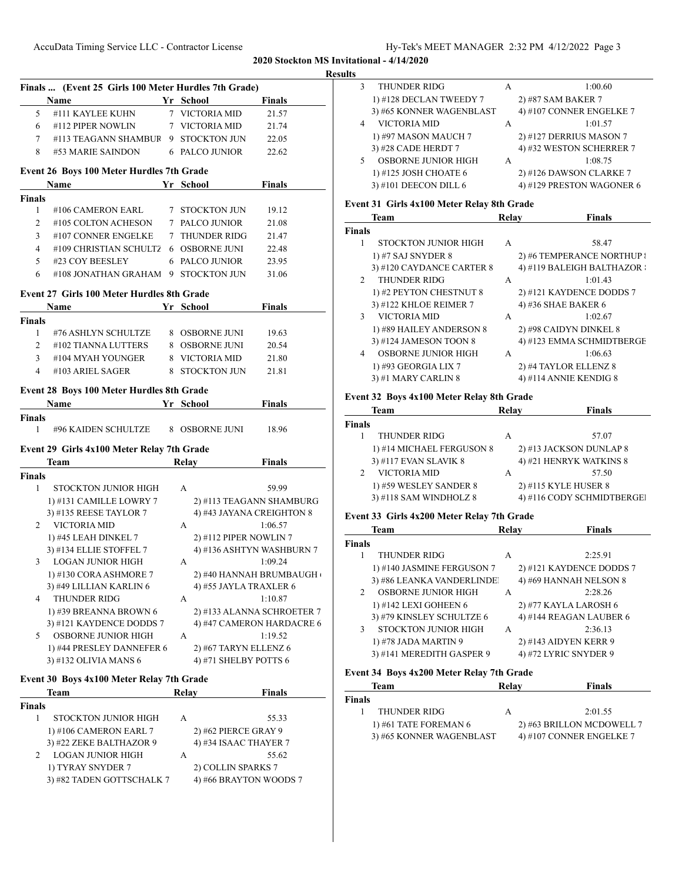## 2020 Stockton MS Invitational - 4/14/2020

### Results

### Finals ... (Event 25 Girls 100 Meter Hurdles 7th Grade)

| | Name | Yr | School | Finals |
|---|---|---|---|---|
| 5 | #111 KAYLEE KUHN | 7 | VICTORIA MID | 21.57 |
| 6 | #112 PIPER NOWLIN | 7 | VICTORIA MID | 21.74 |
| 7 | #113 TEAGANN SHAMBUR | 9 | STOCKTON JUN | 22.05 |
| 8 | #53 MARIE SAINDON | 6 | PALCO JUNIOR | 22.62 |

### Event 26 Boys 100 Meter Hurdles 7th Grade

| | Name | Yr | School | Finals |
|---|---|---|---|---|
| **Finals** | | | | |
| 1 | #106 CAMERON EARL | 7 | STOCKTON JUN | 19.12 |
| 2 | #105 COLTON ACHESON | 7 | PALCO JUNIOR | 21.08 |
| 3 | #107 CONNER ENGELKE | 7 | THUNDER RIDG | 21.47 |
| 4 | #109 CHRISTIAN SCHULTZ | 6 | OSBORNE JUNI | 22.48 |
| 5 | #23 COY BEESLEY | 6 | PALCO JUNIOR | 23.95 |
| 6 | #108 JONATHAN GRAHAM | 9 | STOCKTON JUN | 31.06 |

### Event 27 Girls 100 Meter Hurdles 8th Grade

| | Name | Yr | School | Finals |
|---|---|---|---|---|
| **Finals** | | | | |
| 1 | #76 ASHLYN SCHULTZE | 8 | OSBORNE JUNI | 19.63 |
| 2 | #102 TIANNA LUTTERS | 8 | OSBORNE JUNI | 20.54 |
| 3 | #104 MYAH YOUNGER | 8 | VICTORIA MID | 21.80 |
| 4 | #103 ARIEL SAGER | 8 | STOCKTON JUN | 21.81 |

### Event 28 Boys 100 Meter Hurdles 8th Grade

| | Name | Yr | School | Finals |
|---|---|---|---|---|
| **Finals** | | | | |
| 1 | #96 KAIDEN SCHULTZE | 8 | OSBORNE JUNI | 18.96 |

### Event 29 Girls 4x100 Meter Relay 7th Grade

| | Team | Relay | Finals |
|---|---|---|---|
| **Finals** | | | |
| 1 | STOCKTON JUNIOR HIGH | A | 59.99 |
| | 1) #131 CAMILLE LOWRY 7 | 2) #113 TEAGANN SHAMBURG | |
| | 3) #135 REESE TAYLOR 7 | 4) #43 JAYANA CREIGHTON 8 | |
| 2 | VICTORIA MID | A | 1:06.57 |
| | 1) #45 LEAH DINKEL 7 | 2) #112 PIPER NOWLIN 7 | |
| | 3) #134 ELLIE STOFFEL 7 | 4) #136 ASHTYN WASHBURN 7 | |
| 3 | LOGAN JUNIOR HIGH | A | 1:09.24 |
| | 1) #130 CORA ASHMORE 7 | 2) #40 HANNAH BRUMBAUGH | |
| | 3) #49 LILLIAN KARLIN 6 | 4) #55 JAYLA TRAXLER 6 | |
| 4 | THUNDER RIDG | A | 1:10.87 |
| | 1) #39 BREANNA BROWN 6 | 2) #133 ALANNA SCHROETER 7 | |
| | 3) #121 KAYDENCE DODDS 7 | 4) #47 CAMERON HARDACRE 6 | |
| 5 | OSBORNE JUNIOR HIGH | A | 1:19.52 |
| | 1) #44 PRESLEY DANNEFER 6 | 2) #67 TARYN ELLENZ 6 | |
| | 3) #132 OLIVIA MANS 6 | 4) #71 SHELBY POTTS 6 | |

### Event 30 Boys 4x100 Meter Relay 7th Grade

| | Team | Relay | Finals |
|---|---|---|---|
| **Finals** | | | |
| 1 | STOCKTON JUNIOR HIGH | A | 55.33 |
| | 1) #106 CAMERON EARL 7 | 2) #62 PIERCE GRAY 9 | |
| | 3) #22 ZEKE BALTHAZOR 9 | 4) #34 ISAAC THAYER 7 | |
| 2 | LOGAN JUNIOR HIGH | A | 55.62 |
| | 1) TYRAY SNYDER 7 | 2) COLLIN SPARKS 7 | |
| | 3) #82 TADEN GOTTSCHALK 7 | 4) #66 BRAYTON WOODS 7 | |
| 3 | THUNDER RIDG | A | 1:00.60 |
| | 1) #128 DECLAN TWEEDY 7 | 2) #87 SAM BAKER 7 | |
| | 3) #65 KONNER WAGENBLAST | 4) #107 CONNER ENGELKE 7 | |
| 4 | VICTORIA MID | A | 1:01.57 |
| | 1) #97 MASON MAUCH 7 | 2) #127 DERRIUS MASON 7 | |
| | 3) #28 CADE HERDT 7 | 4) #32 WESTON SCHERRER 7 | |
| 5 | OSBORNE JUNIOR HIGH | A | 1:08.75 |
| | 1) #125 JOSH CHOATE 6 | 2) #126 DAWSON CLARKE 7 | |
| | 3) #101 DEECON DILL 6 | 4) #129 PRESTON WAGONER 6 | |

### Event 31 Girls 4x100 Meter Relay 8th Grade

| | Team | Relay | Finals |
|---|---|---|---|
| **Finals** | | | |
| 1 | STOCKTON JUNIOR HIGH | A | 58.47 |
| | 1) #7 SAJ SNYDER 8 | 2) #6 TEMPERANCE NORTHUP | |
| | 3) #120 CAYDANCE CARTER 8 | 4) #119 BALEIGH BALTHAZOR | |
| 2 | THUNDER RIDG | A | 1:01.43 |
| | 1) #2 PEYTON CHESTNUT 8 | 2) #121 KAYDENCE DODDS 7 | |
| | 3) #122 KHLOE REIMER 7 | 4) #36 SHAE BAKER 6 | |
| 3 | VICTORIA MID | A | 1:02.67 |
| | 1) #89 HAILEY ANDERSON 8 | 2) #98 CAIDYN DINKEL 8 | |
| | 3) #124 JAMESON TOON 8 | 4) #123 EMMA SCHMIDTBERGE | |
| 4 | OSBORNE JUNIOR HIGH | A | 1:06.63 |
| | 1) #93 GEORGIA LIX 7 | 2) #4 TAYLOR ELLENZ 8 | |
| | 3) #1 MARY CARLIN 8 | 4) #114 ANNIE KENDIG 8 | |

### Event 32 Boys 4x100 Meter Relay 8th Grade

| | Team | Relay | Finals |
|---|---|---|---|
| **Finals** | | | |
| 1 | THUNDER RIDG | A | 57.07 |
| | 1) #14 MICHAEL FERGUSON 8 | 2) #13 JACKSON DUNLAP 8 | |
| | 3) #117 EVAN SLAVIK 8 | 4) #21 HENRYK WATKINS 8 | |
| 2 | VICTORIA MID | A | 57.50 |
| | 1) #59 WESLEY SANDER 8 | 2) #115 KYLE HUSER 8 | |
| | 3) #118 SAM WINDHOLZ 8 | 4) #116 CODY SCHMIDTBERGE | |

### Event 33 Girls 4x200 Meter Relay 7th Grade

| | Team | Relay | Finals |
|---|---|---|---|
| **Finals** | | | |
| 1 | THUNDER RIDG | A | 2:25.91 |
| | 1) #140 JASMINE FERGUSON 7 | 2) #121 KAYDENCE DODDS 7 | |
| | 3) #86 LEANKA VANDERLINDE | 4) #69 HANNAH NELSON 8 | |
| 2 | OSBORNE JUNIOR HIGH | A | 2:28.26 |
| | 1) #142 LEXI GOHEEN 6 | 2) #77 KAYLA LAROSH 6 | |
| | 3) #79 KINSLEY SCHULTZE 6 | 4) #144 REAGAN LAUBER 6 | |
| 3 | STOCKTON JUNIOR HIGH | A | 2:36.13 |
| | 1) #78 JADA MARTIN 9 | 2) #143 AIDYEN KERR 9 | |
| | 3) #141 MEREDITH GASPER 9 | 4) #72 LYRIC SNYDER 9 | |

### Event 34 Boys 4x200 Meter Relay 7th Grade

| | Team | Relay | Finals |
|---|---|---|---|
| **Finals** | | | |
| 1 | THUNDER RIDG | A | 2:01.55 |
| | 1) #61 TATE FOREMAN 6 | 2) #63 BRILLON MCDOWELL 7 | |
| | 3) #65 KONNER WAGENBLAST | 4) #107 CONNER ENGELKE 7 | |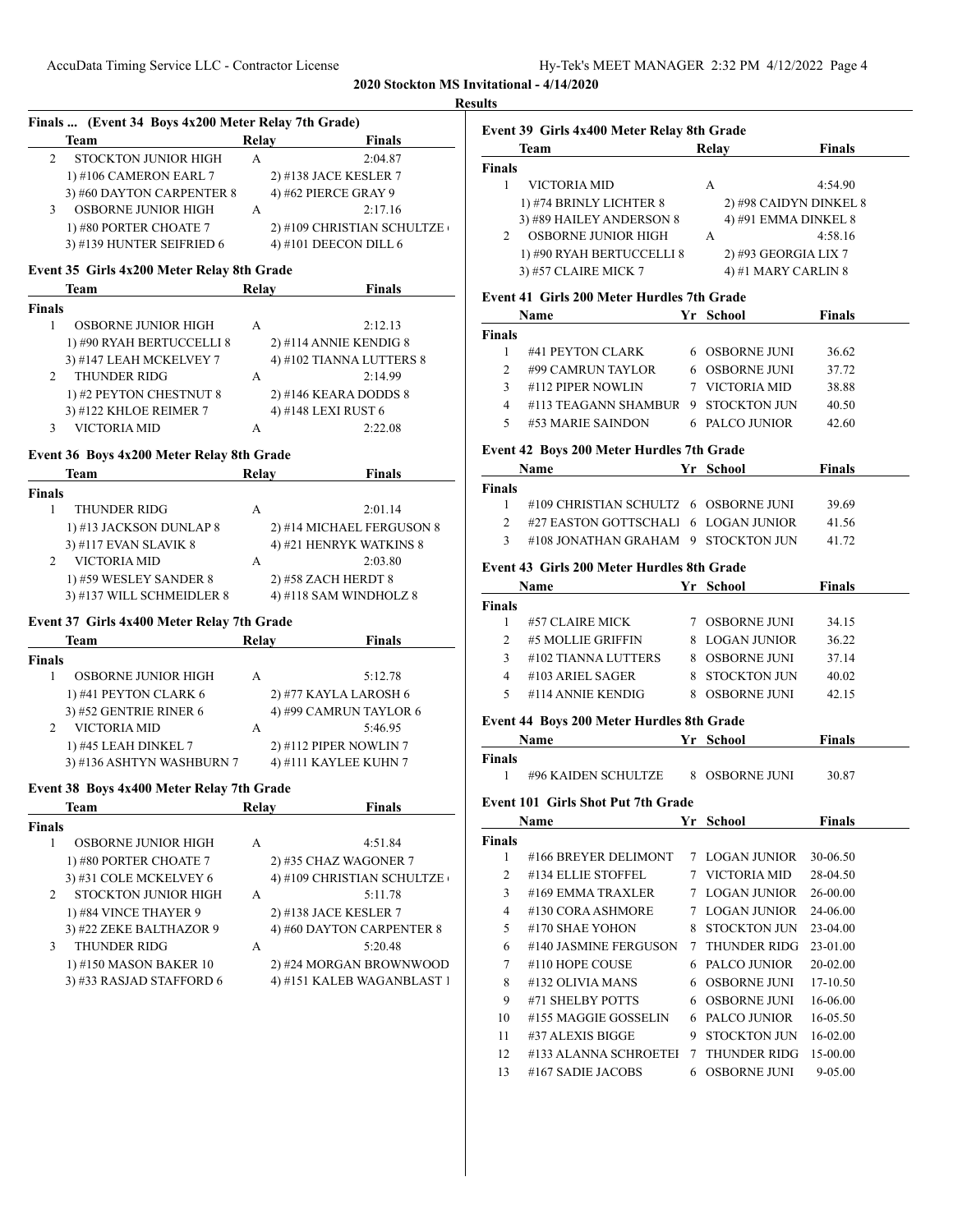**2020 Stockton MS Invitational - 4/14/2020**

**Results**

### Finals ... (Event 34 Boys 4x200 Meter Relay 7th Grade)

| | Team | Relay | Finals |
|---|---|---|---|
| 2 | STOCKTON JUNIOR HIGH | A | 2:04.87 |
| | 1) #106 CAMERON EARL 7 | 2) #138 JACE KESLER 7 | |
| | 3) #60 DAYTON CARPENTER 8 | 4) #62 PIERCE GRAY 9 | |
| 3 | OSBORNE JUNIOR HIGH | A | 2:17.16 |
| | 1) #80 PORTER CHOATE 7 | 2) #109 CHRISTIAN SCHULTZE | |
| | 3) #139 HUNTER SEIFRIED 6 | 4) #101 DEECON DILL 6 | |

### Event 35 Girls 4x200 Meter Relay 8th Grade

| | Team | Relay | Finals |
|---|---|---|---|
| **Finals** | | | |
| 1 | OSBORNE JUNIOR HIGH | A | 2:12.13 |
| | 1) #90 RYAH BERTUCCELLI 8 | 2) #114 ANNIE KENDIG 8 | |
| | 3) #147 LEAH MCKELVEY 7 | 4) #102 TIANNA LUTTERS 8 | |
| 2 | THUNDER RIDG | A | 2:14.99 |
| | 1) #2 PEYTON CHESTNUT 8 | 2) #146 KEARA DODDS 8 | |
| | 3) #122 KHLOE REIMER 7 | 4) #148 LEXI RUST 6 | |
| 3 | VICTORIA MID | A | 2:22.08 |

### Event 36 Boys 4x200 Meter Relay 8th Grade

| | Team | Relay | Finals |
|---|---|---|---|
| **Finals** | | | |
| 1 | THUNDER RIDG | A | 2:01.14 |
| | 1) #13 JACKSON DUNLAP 8 | 2) #14 MICHAEL FERGUSON 8 | |
| | 3) #117 EVAN SLAVIK 8 | 4) #21 HENRYK WATKINS 8 | |
| 2 | VICTORIA MID | A | 2:03.80 |
| | 1) #59 WESLEY SANDER 8 | 2) #58 ZACH HERDT 8 | |
| | 3) #137 WILL SCHMEIDLER 8 | 4) #118 SAM WINDHOLZ 8 | |

### Event 37 Girls 4x400 Meter Relay 7th Grade

| | Team | Relay | Finals |
|---|---|---|---|
| **Finals** | | | |
| 1 | OSBORNE JUNIOR HIGH | A | 5:12.78 |
| | 1) #41 PEYTON CLARK 6 | 2) #77 KAYLA LAROSH 6 | |
| | 3) #52 GENTRIE RINER 6 | 4) #99 CAMRUN TAYLOR 6 | |
| 2 | VICTORIA MID | A | 5:46.95 |
| | 1) #45 LEAH DINKEL 7 | 2) #112 PIPER NOWLIN 7 | |
| | 3) #136 ASHTYN WASHBURN 7 | 4) #111 KAYLEE KUHN 7 | |

### Event 38 Boys 4x400 Meter Relay 7th Grade

| | Team | Relay | Finals |
|---|---|---|---|
| **Finals** | | | |
| 1 | OSBORNE JUNIOR HIGH | A | 4:51.84 |
| | 1) #80 PORTER CHOATE 7 | 2) #35 CHAZ WAGONER 7 | |
| | 3) #31 COLE MCKELVEY 6 | 4) #109 CHRISTIAN SCHULTZE | |
| 2 | STOCKTON JUNIOR HIGH | A | 5:11.78 |
| | 1) #84 VINCE THAYER 9 | 2) #138 JACE KESLER 7 | |
| | 3) #22 ZEKE BALTHAZOR 9 | 4) #60 DAYTON CARPENTER 8 | |
| 3 | THUNDER RIDG | A | 5:20.48 |
| | 1) #150 MASON BAKER 10 | 2) #24 MORGAN BROWNWOOD | |
| | 3) #33 RASJAD STAFFORD 6 | 4) #151 KALEB WAGANBLAST 1 | |

### Event 39 Girls 4x400 Meter Relay 8th Grade

| | Team | Relay | Finals |
|---|---|---|---|
| **Finals** | | | |
| 1 | VICTORIA MID | A | 4:54.90 |
| | 1) #74 BRINLY LICHTER 8 | 2) #98 CAIDYN DINKEL 8 | |
| | 3) #89 HAILEY ANDERSON 8 | 4) #91 EMMA DINKEL 8 | |
| 2 | OSBORNE JUNIOR HIGH | A | 4:58.16 |
| | 1) #90 RYAH BERTUCCELLI 8 | 2) #93 GEORGIA LIX 7 | |
| | 3) #57 CLAIRE MICK 7 | 4) #1 MARY CARLIN 8 | |

### Event 41 Girls 200 Meter Hurdles 7th Grade

| | Name | Yr | School | Finals |
|---|---|---|---|---|
| **Finals** | | | | |
| 1 | #41 PEYTON CLARK | 6 | OSBORNE JUNI | 36.62 |
| 2 | #99 CAMRUN TAYLOR | 6 | OSBORNE JUNI | 37.72 |
| 3 | #112 PIPER NOWLIN | 7 | VICTORIA MID | 38.88 |
| 4 | #113 TEAGANN SHAMBUR | 9 | STOCKTON JUN | 40.50 |
| 5 | #53 MARIE SAINDON | 6 | PALCO JUNIOR | 42.60 |

### Event 42 Boys 200 Meter Hurdles 7th Grade

| | Name | Yr | School | Finals |
|---|---|---|---|---|
| **Finals** | | | | |
| 1 | #109 CHRISTIAN SCHULTZ | 6 | OSBORNE JUNI | 39.69 |
| 2 | #27 EASTON GOTTSCHALI | 6 | LOGAN JUNIOR | 41.56 |
| 3 | #108 JONATHAN GRAHAM | 9 | STOCKTON JUN | 41.72 |

### Event 43 Girls 200 Meter Hurdles 8th Grade

| | Name | Yr | School | Finals |
|---|---|---|---|---|
| **Finals** | | | | |
| 1 | #57 CLAIRE MICK | 7 | OSBORNE JUNI | 34.15 |
| 2 | #5 MOLLIE GRIFFIN | 8 | LOGAN JUNIOR | 36.22 |
| 3 | #102 TIANNA LUTTERS | 8 | OSBORNE JUNI | 37.14 |
| 4 | #103 ARIEL SAGER | 8 | STOCKTON JUN | 40.02 |
| 5 | #114 ANNIE KENDIG | 8 | OSBORNE JUNI | 42.15 |

### Event 44 Boys 200 Meter Hurdles 8th Grade

| | Name | Yr | School | Finals |
|---|---|---|---|---|
| **Finals** | | | | |
| 1 | #96 KAIDEN SCHULTZE | 8 | OSBORNE JUNI | 30.87 |

### Event 101 Girls Shot Put 7th Grade

| | Name | Yr | School | Finals |
|---|---|---|---|---|
| **Finals** | | | | |
| 1 | #166 BREYER DELIMONT | 7 | LOGAN JUNIOR | 30-06.50 |
| 2 | #134 ELLIE STOFFEL | 7 | VICTORIA MID | 28-04.50 |
| 3 | #169 EMMA TRAXLER | 7 | LOGAN JUNIOR | 26-00.00 |
| 4 | #130 CORA ASHMORE | 7 | LOGAN JUNIOR | 24-06.00 |
| 5 | #170 SHAE YOHON | 8 | STOCKTON JUN | 23-04.00 |
| 6 | #140 JASMINE FERGUSON | 7 | THUNDER RIDG | 23-01.00 |
| 7 | #110 HOPE COUSE | 6 | PALCO JUNIOR | 20-02.00 |
| 8 | #132 OLIVIA MANS | 6 | OSBORNE JUNI | 17-10.50 |
| 9 | #71 SHELBY POTTS | 6 | OSBORNE JUNI | 16-06.00 |
| 10 | #155 MAGGIE GOSSELIN | 6 | PALCO JUNIOR | 16-05.50 |
| 11 | #37 ALEXIS BIGGE | 9 | STOCKTON JUN | 16-02.00 |
| 12 | #133 ALANNA SCHROETEI | 7 | THUNDER RIDG | 15-00.00 |
| 13 | #167 SADIE JACOBS | 6 | OSBORNE JUNI | 9-05.00 |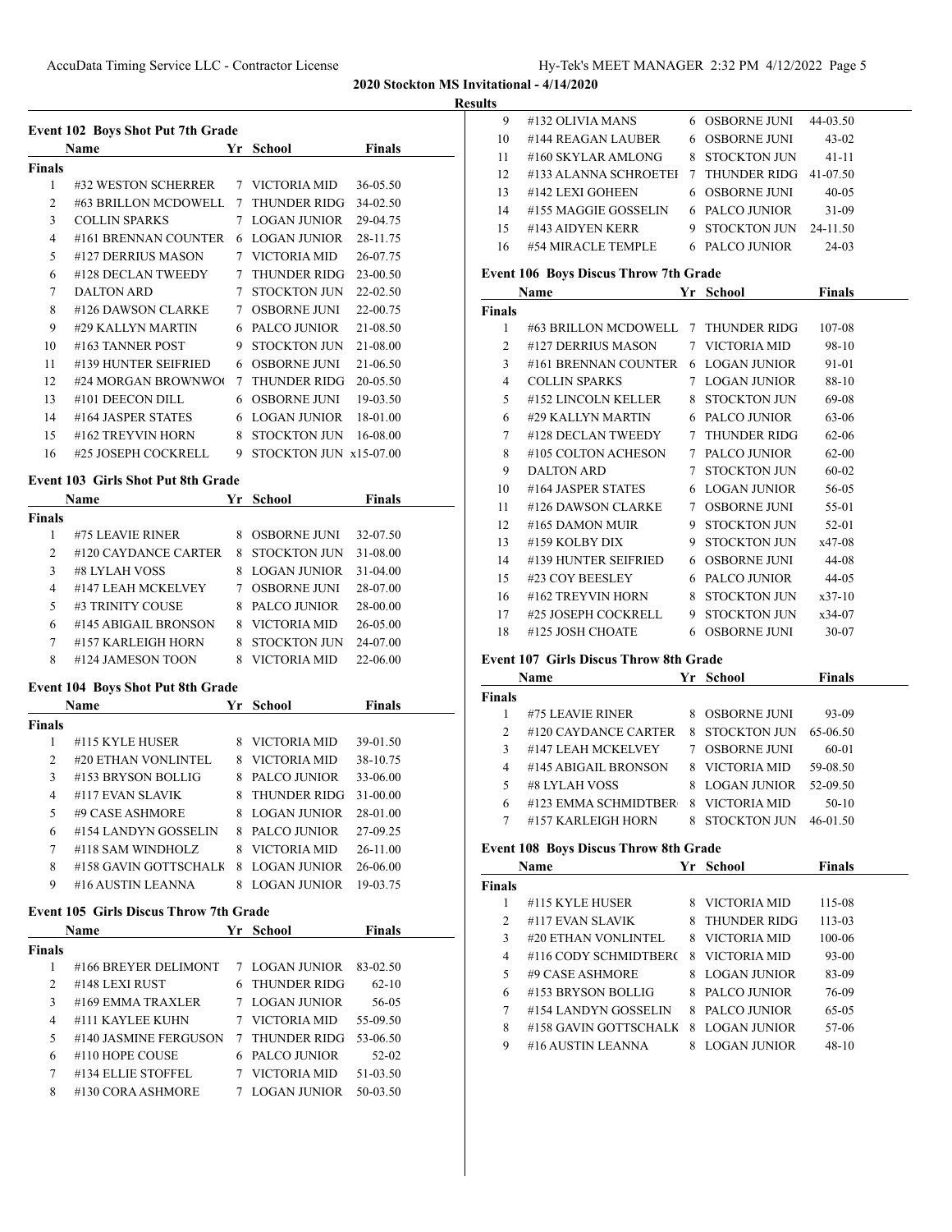**2020 Stockton MS Invitational - 4/14/2020**

**Results**

### Event 102 Boys Shot Put 7th Grade

| | Name | Yr | School | Finals |
|---|---|---|---|---|
| **Finals** | | | | |
| 1 | #32 WESTON SCHERRER | 7 | VICTORIA MID | 36-05.50 |
| 2 | #63 BRILLON MCDOWELL | 7 | THUNDER RIDG | 34-02.50 |
| 3 | COLLIN SPARKS | 7 | LOGAN JUNIOR | 29-04.75 |
| 4 | #161 BRENNAN COUNTER | 6 | LOGAN JUNIOR | 28-11.75 |
| 5 | #127 DERRIUS MASON | 7 | VICTORIA MID | 26-07.75 |
| 6 | #128 DECLAN TWEEDY | 7 | THUNDER RIDG | 23-00.50 |
| 7 | DALTON ARD | 7 | STOCKTON JUN | 22-02.50 |
| 8 | #126 DAWSON CLARKE | 7 | OSBORNE JUNI | 22-00.75 |
| 9 | #29 KALLYN MARTIN | 6 | PALCO JUNIOR | 21-08.50 |
| 10 | #163 TANNER POST | 9 | STOCKTON JUN | 21-08.00 |
| 11 | #139 HUNTER SEIFRIED | 6 | OSBORNE JUNI | 21-06.50 |
| 12 | #24 MORGAN BROWNWO( | 7 | THUNDER RIDG | 20-05.50 |
| 13 | #101 DEECON DILL | 6 | OSBORNE JUNI | 19-03.50 |
| 14 | #164 JASPER STATES | 6 | LOGAN JUNIOR | 18-01.00 |
| 15 | #162 TREYVIN HORN | 8 | STOCKTON JUN | 16-08.00 |
| 16 | #25 JOSEPH COCKRELL | 9 | STOCKTON JUN | x15-07.00 |

### Event 103 Girls Shot Put 8th Grade

| | Name | Yr | School | Finals |
|---|---|---|---|---|
| **Finals** | | | | |
| 1 | #75 LEAVIE RINER | 8 | OSBORNE JUNI | 32-07.50 |
| 2 | #120 CAYDANCE CARTER | 8 | STOCKTON JUN | 31-08.00 |
| 3 | #8 LYLAH VOSS | 8 | LOGAN JUNIOR | 31-04.00 |
| 4 | #147 LEAH MCKELVEY | 7 | OSBORNE JUNI | 28-07.00 |
| 5 | #3 TRINITY COUSE | 8 | PALCO JUNIOR | 28-00.00 |
| 6 | #145 ABIGAIL BRONSON | 8 | VICTORIA MID | 26-05.00 |
| 7 | #157 KARLEIGH HORN | 8 | STOCKTON JUN | 24-07.00 |
| 8 | #124 JAMESON TOON | 8 | VICTORIA MID | 22-06.00 |

### Event 104 Boys Shot Put 8th Grade

| | Name | Yr | School | Finals |
|---|---|---|---|---|
| **Finals** | | | | |
| 1 | #115 KYLE HUSER | 8 | VICTORIA MID | 39-01.50 |
| 2 | #20 ETHAN VONLINTEL | 8 | VICTORIA MID | 38-10.75 |
| 3 | #153 BRYSON BOLLIG | 8 | PALCO JUNIOR | 33-06.00 |
| 4 | #117 EVAN SLAVIK | 8 | THUNDER RIDG | 31-00.00 |
| 5 | #9 CASE ASHMORE | 8 | LOGAN JUNIOR | 28-01.00 |
| 6 | #154 LANDYN GOSSELIN | 8 | PALCO JUNIOR | 27-09.25 |
| 7 | #118 SAM WINDHOLZ | 8 | VICTORIA MID | 26-11.00 |
| 8 | #158 GAVIN GOTTSCHALK | 8 | LOGAN JUNIOR | 26-06.00 |
| 9 | #16 AUSTIN LEANNA | 8 | LOGAN JUNIOR | 19-03.75 |

### Event 105 Girls Discus Throw 7th Grade

| | Name | Yr | School | Finals |
|---|---|---|---|---|
| **Finals** | | | | |
| 1 | #166 BREYER DELIMONT | 7 | LOGAN JUNIOR | 83-02.50 |
| 2 | #148 LEXI RUST | 6 | THUNDER RIDG | 62-10 |
| 3 | #169 EMMA TRAXLER | 7 | LOGAN JUNIOR | 56-05 |
| 4 | #111 KAYLEE KUHN | 7 | VICTORIA MID | 55-09.50 |
| 5 | #140 JASMINE FERGUSON | 7 | THUNDER RIDG | 53-06.50 |
| 6 | #110 HOPE COUSE | 6 | PALCO JUNIOR | 52-02 |
| 7 | #134 ELLIE STOFFEL | 7 | VICTORIA MID | 51-03.50 |
| 8 | #130 CORA ASHMORE | 7 | LOGAN JUNIOR | 50-03.50 |
| 9 | #132 OLIVIA MANS | 6 | OSBORNE JUNI | 44-03.50 |
| 10 | #144 REAGAN LAUBER | 6 | OSBORNE JUNI | 43-02 |
| 11 | #160 SKYLAR AMLONG | 8 | STOCKTON JUN | 41-11 |
| 12 | #133 ALANNA SCHROETEI | 7 | THUNDER RIDG | 41-07.50 |
| 13 | #142 LEXI GOHEEN | 6 | OSBORNE JUNI | 40-05 |
| 14 | #155 MAGGIE GOSSELIN | 6 | PALCO JUNIOR | 31-09 |
| 15 | #143 AIDYEN KERR | 9 | STOCKTON JUN | 24-11.50 |
| 16 | #54 MIRACLE TEMPLE | 6 | PALCO JUNIOR | 24-03 |

### Event 106 Boys Discus Throw 7th Grade

| | Name | Yr | School | Finals |
|---|---|---|---|---|
| **Finals** | | | | |
| 1 | #63 BRILLON MCDOWELL | 7 | THUNDER RIDG | 107-08 |
| 2 | #127 DERRIUS MASON | 7 | VICTORIA MID | 98-10 |
| 3 | #161 BRENNAN COUNTER | 6 | LOGAN JUNIOR | 91-01 |
| 4 | COLLIN SPARKS | 7 | LOGAN JUNIOR | 88-10 |
| 5 | #152 LINCOLN KELLER | 8 | STOCKTON JUN | 69-08 |
| 6 | #29 KALLYN MARTIN | 6 | PALCO JUNIOR | 63-06 |
| 7 | #128 DECLAN TWEEDY | 7 | THUNDER RIDG | 62-06 |
| 8 | #105 COLTON ACHESON | 7 | PALCO JUNIOR | 62-00 |
| 9 | DALTON ARD | 7 | STOCKTON JUN | 60-02 |
| 10 | #164 JASPER STATES | 6 | LOGAN JUNIOR | 56-05 |
| 11 | #126 DAWSON CLARKE | 7 | OSBORNE JUNI | 55-01 |
| 12 | #165 DAMON MUIR | 9 | STOCKTON JUN | 52-01 |
| 13 | #159 KOLBY DIX | 9 | STOCKTON JUN | x47-08 |
| 14 | #139 HUNTER SEIFRIED | 6 | OSBORNE JUNI | 44-08 |
| 15 | #23 COY BEESLEY | 6 | PALCO JUNIOR | 44-05 |
| 16 | #162 TREYVIN HORN | 8 | STOCKTON JUN | x37-10 |
| 17 | #25 JOSEPH COCKRELL | 9 | STOCKTON JUN | x34-07 |
| 18 | #125 JOSH CHOATE | 6 | OSBORNE JUNI | 30-07 |

### Event 107 Girls Discus Throw 8th Grade

| | Name | Yr | School | Finals |
|---|---|---|---|---|
| **Finals** | | | | |
| 1 | #75 LEAVIE RINER | 8 | OSBORNE JUNI | 93-09 |
| 2 | #120 CAYDANCE CARTER | 8 | STOCKTON JUN | 65-06.50 |
| 3 | #147 LEAH MCKELVEY | 7 | OSBORNE JUNI | 60-01 |
| 4 | #145 ABIGAIL BRONSON | 8 | VICTORIA MID | 59-08.50 |
| 5 | #8 LYLAH VOSS | 8 | LOGAN JUNIOR | 52-09.50 |
| 6 | #123 EMMA SCHMIDTBER( | 8 | VICTORIA MID | 50-10 |
| 7 | #157 KARLEIGH HORN | 8 | STOCKTON JUN | 46-01.50 |

### Event 108 Boys Discus Throw 8th Grade

| | Name | Yr | School | Finals |
|---|---|---|---|---|
| **Finals** | | | | |
| 1 | #115 KYLE HUSER | 8 | VICTORIA MID | 115-08 |
| 2 | #117 EVAN SLAVIK | 8 | THUNDER RIDG | 113-03 |
| 3 | #20 ETHAN VONLINTEL | 8 | VICTORIA MID | 100-06 |
| 4 | #116 CODY SCHMIDTBER( | 8 | VICTORIA MID | 93-00 |
| 5 | #9 CASE ASHMORE | 8 | LOGAN JUNIOR | 83-09 |
| 6 | #153 BRYSON BOLLIG | 8 | PALCO JUNIOR | 76-09 |
| 7 | #154 LANDYN GOSSELIN | 8 | PALCO JUNIOR | 65-05 |
| 8 | #158 GAVIN GOTTSCHALK | 8 | LOGAN JUNIOR | 57-06 |
| 9 | #16 AUSTIN LEANNA | 8 | LOGAN JUNIOR | 48-10 |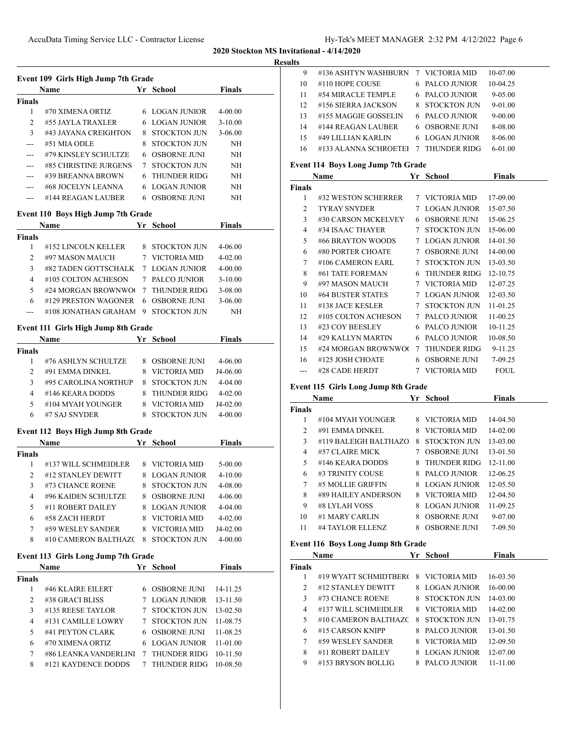## 2020 Stockton MS Invitational - 4/14/2020

### Results

#### Event 109 Girls High Jump 7th Grade

| | Name | Yr | School | Finals |
|---|---|---|---|---|
| **Finals** | | | | |
| 1 | #70 XIMENA ORTIZ | 6 | LOGAN JUNIOR | 4-00.00 |
| 2 | #55 JAYLA TRAXLER | 6 | LOGAN JUNIOR | 3-10.00 |
| 3 | #43 JAYANA CREIGHTON | 8 | STOCKTON JUN | 3-06.00 |
| --- | #51 MIA ODLE | 8 | STOCKTON JUN | NH |
| --- | #79 KINSLEY SCHULTZE | 6 | OSBORNE JUNI | NH |
| --- | #85 CHRISTINE JURGENS | 7 | STOCKTON JUN | NH |
| --- | #39 BREANNA BROWN | 6 | THUNDER RIDG | NH |
| --- | #68 JOCELYN LEANNA | 6 | LOGAN JUNIOR | NH |
| --- | #144 REAGAN LAUBER | 6 | OSBORNE JUNI | NH |

#### Event 110 Boys High Jump 7th Grade

| | Name | Yr | School | Finals |
|---|---|---|---|---|
| **Finals** | | | | |
| 1 | #152 LINCOLN KELLER | 8 | STOCKTON JUN | 4-06.00 |
| 2 | #97 MASON MAUCH | 7 | VICTORIA MID | 4-02.00 |
| 3 | #82 TADEN GOTTSCHALK | 7 | LOGAN JUNIOR | 4-00.00 |
| 4 | #105 COLTON ACHESON | 7 | PALCO JUNIOR | 3-10.00 |
| 5 | #24 MORGAN BROWNWO( | 7 | THUNDER RIDG | 3-08.00 |
| 6 | #129 PRESTON WAGONER | 6 | OSBORNE JUNI | 3-06.00 |
| --- | #108 JONATHAN GRAHAM | 9 | STOCKTON JUN | NH |

#### Event 111 Girls High Jump 8th Grade

| | Name | Yr | School | Finals |
|---|---|---|---|---|
| **Finals** | | | | |
| 1 | #76 ASHLYN SCHULTZE | 8 | OSBORNE JUNI | 4-06.00 |
| 2 | #91 EMMA DINKEL | 8 | VICTORIA MID | J4-06.00 |
| 3 | #95 CAROLINA NORTHUP | 8 | STOCKTON JUN | 4-04.00 |
| 4 | #146 KEARA DODDS | 8 | THUNDER RIDG | 4-02.00 |
| 5 | #104 MYAH YOUNGER | 8 | VICTORIA MID | J4-02.00 |
| 6 | #7 SAJ SNYDER | 8 | STOCKTON JUN | 4-00.00 |

#### Event 112 Boys High Jump 8th Grade

| | Name | Yr | School | Finals |
|---|---|---|---|---|
| **Finals** | | | | |
| 1 | #137 WILL SCHMEIDLER | 8 | VICTORIA MID | 5-00.00 |
| 2 | #12 STANLEY DEWITT | 8 | LOGAN JUNIOR | 4-10.00 |
| 3 | #73 CHANCE ROENE | 8 | STOCKTON JUN | 4-08.00 |
| 4 | #96 KAIDEN SCHULTZE | 8 | OSBORNE JUNI | 4-06.00 |
| 5 | #11 ROBERT DAILEY | 8 | LOGAN JUNIOR | 4-04.00 |
| 6 | #58 ZACH HERDT | 8 | VICTORIA MID | 4-02.00 |
| 7 | #59 WESLEY SANDER | 8 | VICTORIA MID | J4-02.00 |
| 8 | #10 CAMERON BALTHAZC | 8 | STOCKTON JUN | 4-00.00 |

#### Event 113 Girls Long Jump 7th Grade

| | Name | Yr | School | Finals |
|---|---|---|---|---|
| **Finals** | | | | |
| 1 | #46 KLAIRE EILERT | 6 | OSBORNE JUNI | 14-11.25 |
| 2 | #38 GRACI BLISS | 7 | LOGAN JUNIOR | 13-11.50 |
| 3 | #135 REESE TAYLOR | 7 | STOCKTON JUN | 13-02.50 |
| 4 | #131 CAMILLE LOWRY | 7 | STOCKTON JUN | 11-08.75 |
| 5 | #41 PEYTON CLARK | 6 | OSBORNE JUNI | 11-08.25 |
| 6 | #70 XIMENA ORTIZ | 6 | LOGAN JUNIOR | 11-01.00 |
| 7 | #86 LEANKA VANDERLINI | 7 | THUNDER RIDG | 10-11.50 |
| 8 | #121 KAYDENCE DODDS | 7 | THUNDER RIDG | 10-08.50 |
| 9 | #136 ASHTYN WASHBURN | 7 | VICTORIA MID | 10-07.00 |
| 10 | #110 HOPE COUSE | 6 | PALCO JUNIOR | 10-04.25 |
| 11 | #54 MIRACLE TEMPLE | 6 | PALCO JUNIOR | 9-05.00 |
| 12 | #156 SIERRA JACKSON | 8 | STOCKTON JUN | 9-01.00 |
| 13 | #155 MAGGIE GOSSELIN | 6 | PALCO JUNIOR | 9-00.00 |
| 14 | #144 REAGAN LAUBER | 6 | OSBORNE JUNI | 8-08.00 |
| 15 | #49 LILLIAN KARLIN | 6 | LOGAN JUNIOR | 8-06.00 |
| 16 | #133 ALANNA SCHROETEI | 7 | THUNDER RIDG | 6-01.00 |

#### Event 114 Boys Long Jump 7th Grade

| | Name | Yr | School | Finals |
|---|---|---|---|---|
| **Finals** | | | | |
| 1 | #32 WESTON SCHERRER | 7 | VICTORIA MID | 17-09.00 |
| 2 | TYRAY SNYDER | 7 | LOGAN JUNIOR | 15-07.50 |
| 3 | #30 CARSON MCKELVEY | 6 | OSBORNE JUNI | 15-06.25 |
| 4 | #34 ISAAC THAYER | 7 | STOCKTON JUN | 15-06.00 |
| 5 | #66 BRAYTON WOODS | 7 | LOGAN JUNIOR | 14-01.50 |
| 6 | #80 PORTER CHOATE | 7 | OSBORNE JUNI | 14-00.00 |
| 7 | #106 CAMERON EARL | 7 | STOCKTON JUN | 13-03.50 |
| 8 | #61 TATE FOREMAN | 6 | THUNDER RIDG | 12-10.75 |
| 9 | #97 MASON MAUCH | 7 | VICTORIA MID | 12-07.25 |
| 10 | #64 BUSTER STATES | 7 | LOGAN JUNIOR | 12-03.50 |
| 11 | #138 JACE KESLER | 7 | STOCKTON JUN | 11-01.25 |
| 12 | #105 COLTON ACHESON | 7 | PALCO JUNIOR | 11-00.25 |
| 13 | #23 COY BEESLEY | 6 | PALCO JUNIOR | 10-11.25 |
| 14 | #29 KALLYN MARTIN | 6 | PALCO JUNIOR | 10-08.50 |
| 15 | #24 MORGAN BROWNWO( | 7 | THUNDER RIDG | 9-11.25 |
| 16 | #125 JOSH CHOATE | 6 | OSBORNE JUNI | 7-09.25 |
| --- | #28 CADE HERDT | 7 | VICTORIA MID | FOUL |

#### Event 115 Girls Long Jump 8th Grade

| | Name | Yr | School | Finals |
|---|---|---|---|---|
| **Finals** | | | | |
| 1 | #104 MYAH YOUNGER | 8 | VICTORIA MID | 14-04.50 |
| 2 | #91 EMMA DINKEL | 8 | VICTORIA MID | 14-02.00 |
| 3 | #119 BALEIGH BALTHAZO | 8 | STOCKTON JUN | 13-03.00 |
| 4 | #57 CLAIRE MICK | 7 | OSBORNE JUNI | 13-01.50 |
| 5 | #146 KEARA DODDS | 8 | THUNDER RIDG | 12-11.00 |
| 6 | #3 TRINITY COUSE | 8 | PALCO JUNIOR | 12-06.25 |
| 7 | #5 MOLLIE GRIFFIN | 8 | LOGAN JUNIOR | 12-05.50 |
| 8 | #89 HAILEY ANDERSON | 8 | VICTORIA MID | 12-04.50 |
| 9 | #8 LYLAH VOSS | 8 | LOGAN JUNIOR | 11-09.25 |
| 10 | #1 MARY CARLIN | 8 | OSBORNE JUNI | 9-07.00 |
| 11 | #4 TAYLOR ELLENZ | 8 | OSBORNE JUNI | 7-09.50 |

#### Event 116 Boys Long Jump 8th Grade

| | Name | Yr | School | Finals |
|---|---|---|---|---|
| **Finals** | | | | |
| 1 | #19 WYATT SCHMIDTBER( | 8 | VICTORIA MID | 16-03.50 |
| 2 | #12 STANLEY DEWITT | 8 | LOGAN JUNIOR | 16-00.00 |
| 3 | #73 CHANCE ROENE | 8 | STOCKTON JUN | 14-03.00 |
| 4 | #137 WILL SCHMEIDLER | 8 | VICTORIA MID | 14-02.00 |
| 5 | #10 CAMERON BALTHAZC | 8 | STOCKTON JUN | 13-01.75 |
| 6 | #15 CARSON KNIPP | 8 | PALCO JUNIOR | 13-01.50 |
| 7 | #59 WESLEY SANDER | 8 | VICTORIA MID | 12-09.50 |
| 8 | #11 ROBERT DAILEY | 8 | LOGAN JUNIOR | 12-07.00 |
| 9 | #153 BRYSON BOLLIG | 8 | PALCO JUNIOR | 11-11.00 |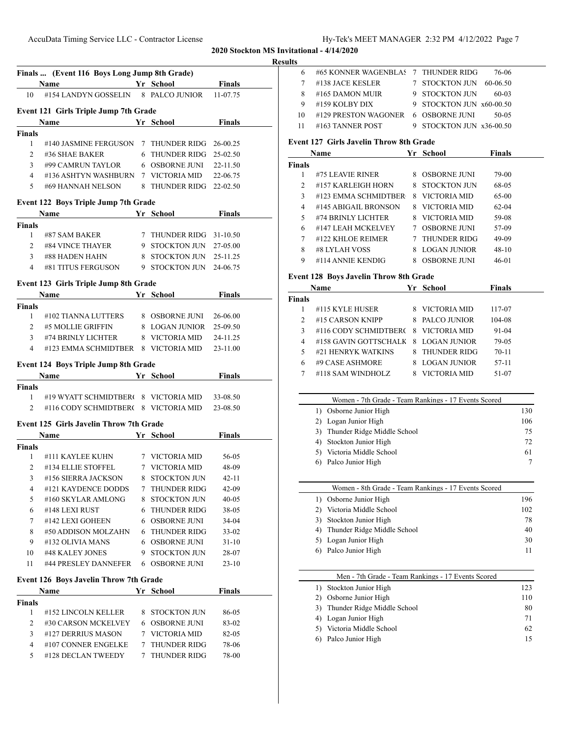## 2020 Stockton MS Invitational - 4/14/2020

### Results

### Finals ... (Event 116 Boys Long Jump 8th Grade)

| | Name | Yr | School | Finals |
|---|---|---|---|---|
| 10 | #154 LANDYN GOSSELIN | 8 | PALCO JUNIOR | 11-07.75 |

### Event 121 Girls Triple Jump 7th Grade

| | Name | Yr | School | Finals |
|---|---|---|---|---|
| **Finals** | | | | |
| 1 | #140 JASMINE FERGUSON | 7 | THUNDER RIDG | 26-00.25 |
| 2 | #36 SHAE BAKER | 6 | THUNDER RIDG | 25-02.50 |
| 3 | #99 CAMRUN TAYLOR | 6 | OSBORNE JUNI | 22-11.50 |
| 4 | #136 ASHTYN WASHBURN | 7 | VICTORIA MID | 22-06.75 |
| 5 | #69 HANNAH NELSON | 8 | THUNDER RIDG | 22-02.50 |

### Event 122 Boys Triple Jump 7th Grade

| | Name | Yr | School | Finals |
|---|---|---|---|---|
| **Finals** | | | | |
| 1 | #87 SAM BAKER | 7 | THUNDER RIDG | 31-10.50 |
| 2 | #84 VINCE THAYER | 9 | STOCKTON JUN | 27-05.00 |
| 3 | #88 HADEN HAHN | 8 | STOCKTON JUN | 25-11.25 |
| 4 | #81 TITUS FERGUSON | 9 | STOCKTON JUN | 24-06.75 |

### Event 123 Girls Triple Jump 8th Grade

| | Name | Yr | School | Finals |
|---|---|---|---|---|
| **Finals** | | | | |
| 1 | #102 TIANNA LUTTERS | 8 | OSBORNE JUNI | 26-06.00 |
| 2 | #5 MOLLIE GRIFFIN | 8 | LOGAN JUNIOR | 25-09.50 |
| 3 | #74 BRINLY LICHTER | 8 | VICTORIA MID | 24-11.25 |
| 4 | #123 EMMA SCHMIDTBER | 8 | VICTORIA MID | 23-11.00 |

### Event 124 Boys Triple Jump 8th Grade

| | Name | Yr | School | Finals |
|---|---|---|---|---|
| **Finals** | | | | |
| 1 | #19 WYATT SCHMIDTBER( | 8 | VICTORIA MID | 33-08.50 |
| 2 | #116 CODY SCHMIDTBER( | 8 | VICTORIA MID | 23-08.50 |

### Event 125 Girls Javelin Throw 7th Grade

| | Name | Yr | School | Finals |
|---|---|---|---|---|
| **Finals** | | | | |
| 1 | #111 KAYLEE KUHN | 7 | VICTORIA MID | 56-05 |
| 2 | #134 ELLIE STOFFEL | 7 | VICTORIA MID | 48-09 |
| 3 | #156 SIERRA JACKSON | 8 | STOCKTON JUN | 42-11 |
| 4 | #121 KAYDENCE DODDS | 7 | THUNDER RIDG | 42-09 |
| 5 | #160 SKYLAR AMLONG | 8 | STOCKTON JUN | 40-05 |
| 6 | #148 LEXI RUST | 6 | THUNDER RIDG | 38-05 |
| 7 | #142 LEXI GOHEEN | 6 | OSBORNE JUNI | 34-04 |
| 8 | #50 ADDISON MOLZAHN | 6 | THUNDER RIDG | 33-02 |
| 9 | #132 OLIVIA MANS | 6 | OSBORNE JUNI | 31-10 |
| 10 | #48 KALEY JONES | 9 | STOCKTON JUN | 28-07 |
| 11 | #44 PRESLEY DANNEFER | 6 | OSBORNE JUNI | 23-10 |

### Event 126 Boys Javelin Throw 7th Grade

| | Name | Yr | School | Finals |
|---|---|---|---|---|
| **Finals** | | | | |
| 1 | #152 LINCOLN KELLER | 8 | STOCKTON JUN | 86-05 |
| 2 | #30 CARSON MCKELVEY | 6 | OSBORNE JUNI | 83-02 |
| 3 | #127 DERRIUS MASON | 7 | VICTORIA MID | 82-05 |
| 4 | #107 CONNER ENGELKE | 7 | THUNDER RIDG | 78-06 |
| 5 | #128 DECLAN TWEEDY | 7 | THUNDER RIDG | 78-00 |
| 6 | #65 KONNER WAGENBLAS | 7 | THUNDER RIDG | 76-06 |
| 7 | #138 JACE KESLER | 7 | STOCKTON JUN | 60-06.50 |
| 8 | #165 DAMON MUIR | 9 | STOCKTON JUN | 60-03 |
| 9 | #159 KOLBY DIX | 9 | STOCKTON JUN | x60-00.50 |
| 10 | #129 PRESTON WAGONER | 6 | OSBORNE JUNI | 50-05 |
| 11 | #163 TANNER POST | 9 | STOCKTON JUN | x36-00.50 |

### Event 127 Girls Javelin Throw 8th Grade

| | Name | Yr | School | Finals |
|---|---|---|---|---|
| **Finals** | | | | |
| 1 | #75 LEAVIE RINER | 8 | OSBORNE JUNI | 79-00 |
| 2 | #157 KARLEIGH HORN | 8 | STOCKTON JUN | 68-05 |
| 3 | #123 EMMA SCHMIDTBER | 8 | VICTORIA MID | 65-00 |
| 4 | #145 ABIGAIL BRONSON | 8 | VICTORIA MID | 62-04 |
| 5 | #74 BRINLY LICHTER | 8 | VICTORIA MID | 59-08 |
| 6 | #147 LEAH MCKELVEY | 7 | OSBORNE JUNI | 57-09 |
| 7 | #122 KHLOE REIMER | 7 | THUNDER RIDG | 49-09 |
| 8 | #8 LYLAH VOSS | 8 | LOGAN JUNIOR | 48-10 |
| 9 | #114 ANNIE KENDIG | 8 | OSBORNE JUNI | 46-01 |

### Event 128 Boys Javelin Throw 8th Grade

| | Name | Yr | School | Finals |
|---|---|---|---|---|
| **Finals** | | | | |
| 1 | #115 KYLE HUSER | 8 | VICTORIA MID | 117-07 |
| 2 | #15 CARSON KNIPP | 8 | PALCO JUNIOR | 104-08 |
| 3 | #116 CODY SCHMIDTBER( | 8 | VICTORIA MID | 91-04 |
| 4 | #158 GAVIN GOTTSCHALK | 8 | LOGAN JUNIOR | 79-05 |
| 5 | #21 HENRYK WATKINS | 8 | THUNDER RIDG | 70-11 |
| 6 | #9 CASE ASHMORE | 8 | LOGAN JUNIOR | 57-11 |
| 7 | #118 SAM WINDHOLZ | 8 | VICTORIA MID | 51-07 |

### Women - 7th Grade - Team Rankings - 17 Events Scored

| | School | Points |
|---|---|---|
| 1) | Osborne Junior High | 130 |
| 2) | Logan Junior High | 106 |
| 3) | Thunder Ridge Middle School | 75 |
| 4) | Stockton Junior High | 72 |
| 5) | Victoria Middle School | 61 |
| 6) | Palco Junior High | 7 |

### Women - 8th Grade - Team Rankings - 17 Events Scored

| | School | Points |
|---|---|---|
| 1) | Osborne Junior High | 196 |
| 2) | Victoria Middle School | 102 |
| 3) | Stockton Junior High | 78 |
| 4) | Thunder Ridge Middle School | 40 |
| 5) | Logan Junior High | 30 |
| 6) | Palco Junior High | 11 |

### Men - 7th Grade - Team Rankings - 17 Events Scored

| | School | Points |
|---|---|---|
| 1) | Stockton Junior High | 123 |
| 2) | Osborne Junior High | 110 |
| 3) | Thunder Ridge Middle School | 80 |
| 4) | Logan Junior High | 71 |
| 5) | Victoria Middle School | 62 |
| 6) | Palco Junior High | 15 |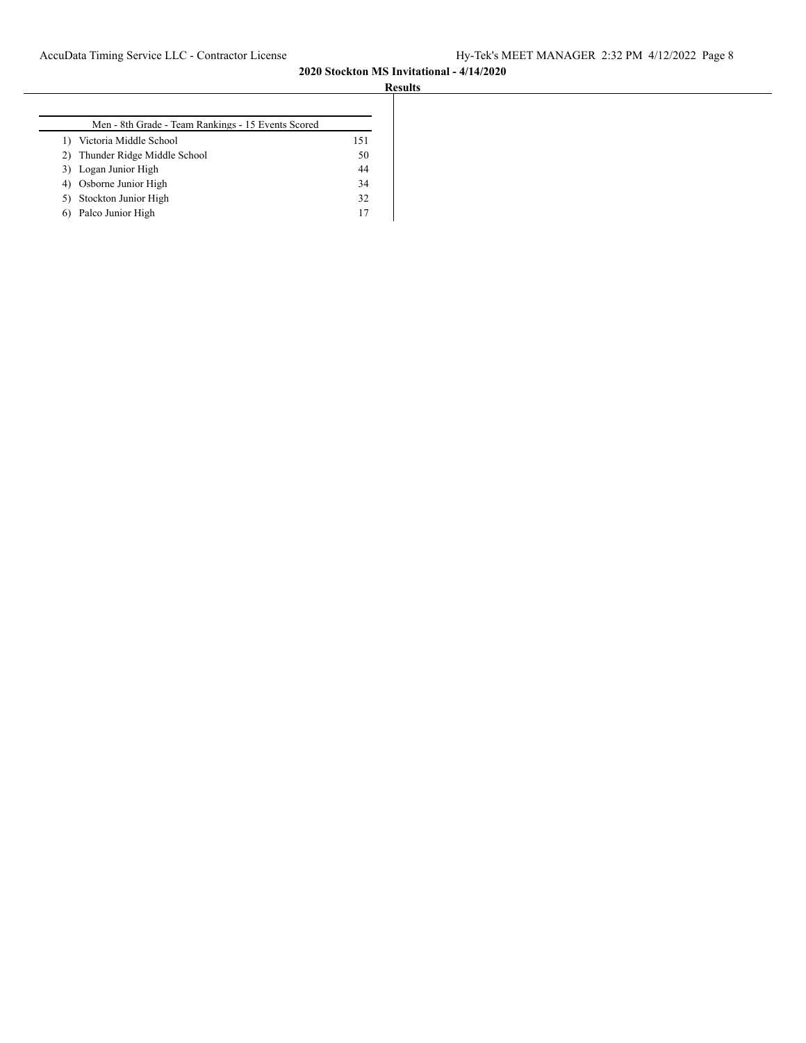## 2020 Stockton MS Invitational - 4/14/2020

### Results

| Men - 8th Grade - Team Rankings - 15 Events Scored | |
|---|---|
| 1) Victoria Middle School | 151 |
| 2) Thunder Ridge Middle School | 50 |
| 3) Logan Junior High | 44 |
| 4) Osborne Junior High | 34 |
| 5) Stockton Junior High | 32 |
| 6) Palco Junior High | 17 |